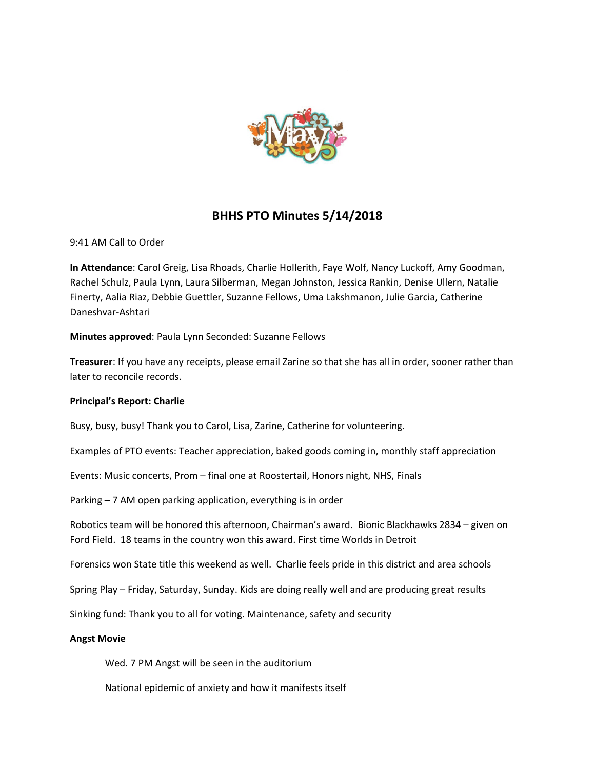# BHHS PTO Minutes 5/14/2018

9:41 AM Call to Order

**In Attendance**: Carol Greig, Lisa Rhoads, Charlie Hollerith, Faye Wolf, Nancy Luckoff, Amy Goodman, Rachel Schulz, Paula Lynn, Laura Silberman, Megan Johnston, Jessica Rankin, Denise Ullern, Natalie Finerty, Aalia Riaz, Debbie Guettler, Suzanne Fellows, Uma Lakshmanon, Julie Garcia, Catherine Daneshvar-Ashtari

**Minutes approved**: Paula Lynn Seconded: Suzanne Fellows

**Treasurer**: If you have any receipts, please email Zarine so that she has all in order, sooner rather than later to reconcile records.

**Principal's Report: Charlie**

Busy, busy, busy! Thank you to Carol, Lisa, Zarine, Catherine for volunteering.

Examples of PTO events: Teacher appreciation, baked goods coming in, monthly staff appreciation

Events: Music concerts, Prom – final one at Roostertail, Honors night, NHS, Finals

Parking – 7 AM open parking application, everything is in order

Robotics team will be honored this afternoon, Chairman's award. Bionic Blackhawks 2834 – given on Ford Field. 18 teams in the country won this award. First time Worlds in Detroit

Forensics won State title this weekend as well. Charlie feels pride in this district and area schools

Spring Play – Friday, Saturday, Sunday. Kids are doing really well and are producing great results

Sinking fund: Thank you to all for voting. Maintenance, safety and security

**Angst Movie**

Wed. 7 PM Angst will be seen in the auditorium

National epidemic of anxiety and how it manifests itself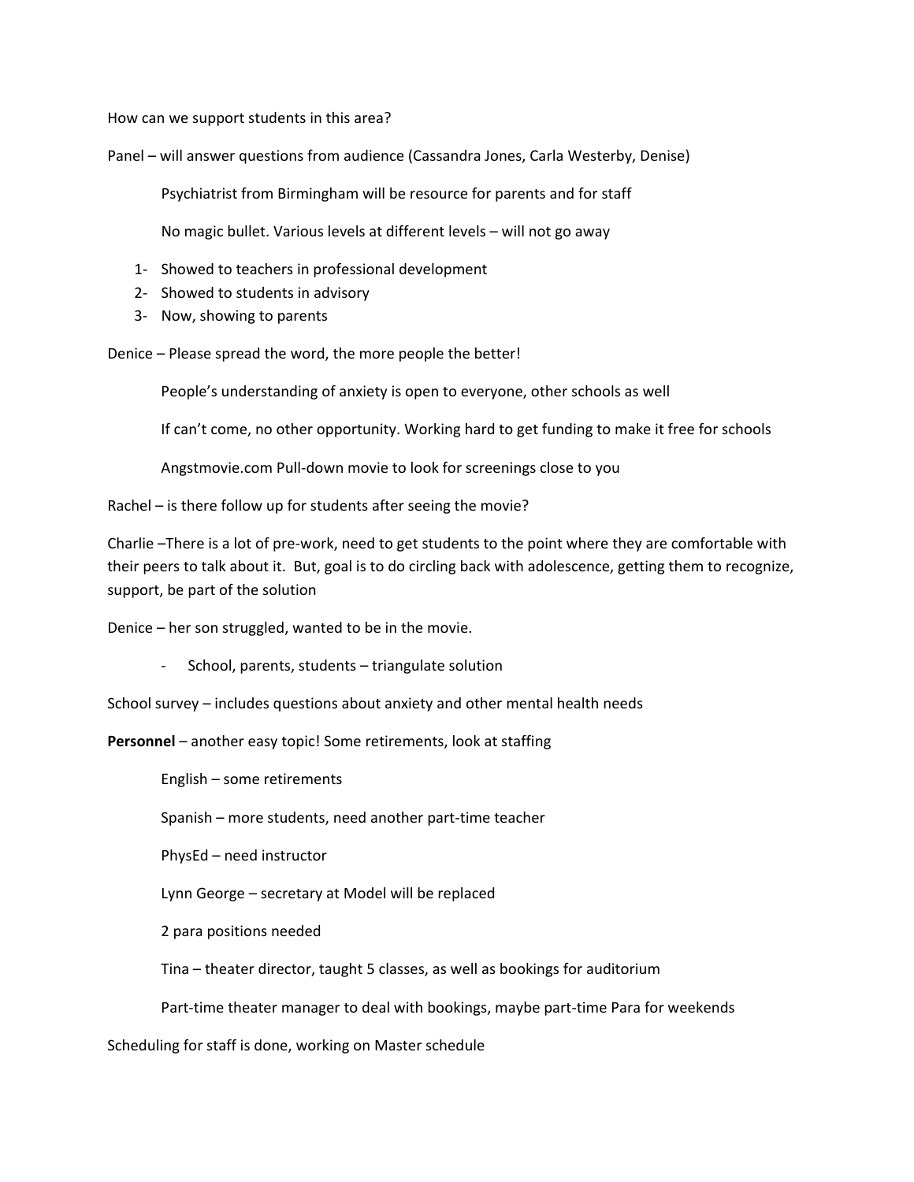How can we support students in this area?

Panel – will answer questions from audience (Cassandra Jones, Carla Westerby, Denise)

Psychiatrist from Birmingham will be resource for parents and for staff

No magic bullet. Various levels at different levels – will not go away

1- Showed to teachers in professional development
2- Showed to students in advisory
3- Now, showing to parents

Denice – Please spread the word, the more people the better!

People's understanding of anxiety is open to everyone, other schools as well

If can't come, no other opportunity. Working hard to get funding to make it free for schools

Angstmovie.com Pull-down movie to look for screenings close to you

Rachel – is there follow up for students after seeing the movie?

Charlie –There is a lot of pre-work, need to get students to the point where they are comfortable with their peers to talk about it. But, goal is to do circling back with adolescence, getting them to recognize, support, be part of the solution

Denice – her son struggled, wanted to be in the movie.

- School, parents, students – triangulate solution

School survey – includes questions about anxiety and other mental health needs

**Personnel** – another easy topic! Some retirements, look at staffing

English – some retirements

Spanish – more students, need another part-time teacher

PhysEd – need instructor

Lynn George – secretary at Model will be replaced

2 para positions needed

Tina – theater director, taught 5 classes, as well as bookings for auditorium

Part-time theater manager to deal with bookings, maybe part-time Para for weekends

Scheduling for staff is done, working on Master schedule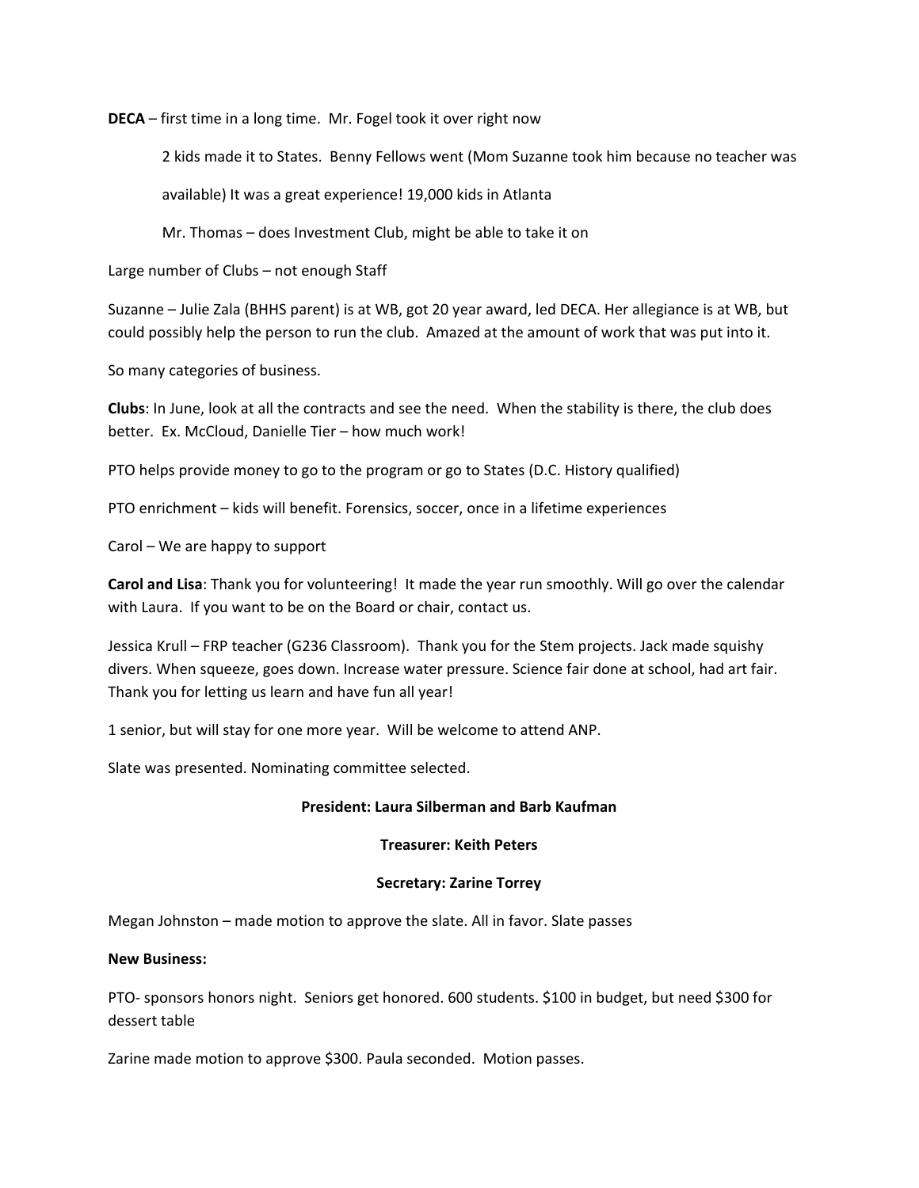**DECA** – first time in a long time. Mr. Fogel took it over right now

2 kids made it to States. Benny Fellows went (Mom Suzanne took him because no teacher was available) It was a great experience! 19,000 kids in Atlanta

Mr. Thomas – does Investment Club, might be able to take it on

Large number of Clubs – not enough Staff

Suzanne – Julie Zala (BHHS parent) is at WB, got 20 year award, led DECA. Her allegiance is at WB, but could possibly help the person to run the club. Amazed at the amount of work that was put into it.

So many categories of business.

**Clubs**: In June, look at all the contracts and see the need. When the stability is there, the club does better. Ex. McCloud, Danielle Tier – how much work!

PTO helps provide money to go to the program or go to States (D.C. History qualified)

PTO enrichment – kids will benefit. Forensics, soccer, once in a lifetime experiences

Carol – We are happy to support

**Carol and Lisa**: Thank you for volunteering! It made the year run smoothly. Will go over the calendar with Laura. If you want to be on the Board or chair, contact us.

Jessica Krull – FRP teacher (G236 Classroom). Thank you for the Stem projects. Jack made squishy divers. When squeeze, goes down. Increase water pressure. Science fair done at school, had art fair. Thank you for letting us learn and have fun all year!

1 senior, but will stay for one more year. Will be welcome to attend ANP.

Slate was presented. Nominating committee selected.

**President: Laura Silberman and Barb Kaufman**

**Treasurer: Keith Peters**

**Secretary: Zarine Torrey**

Megan Johnston – made motion to approve the slate. All in favor. Slate passes

**New Business:**

PTO- sponsors honors night. Seniors get honored. 600 students. $100 in budget, but need $300 for dessert table

Zarine made motion to approve $300. Paula seconded. Motion passes.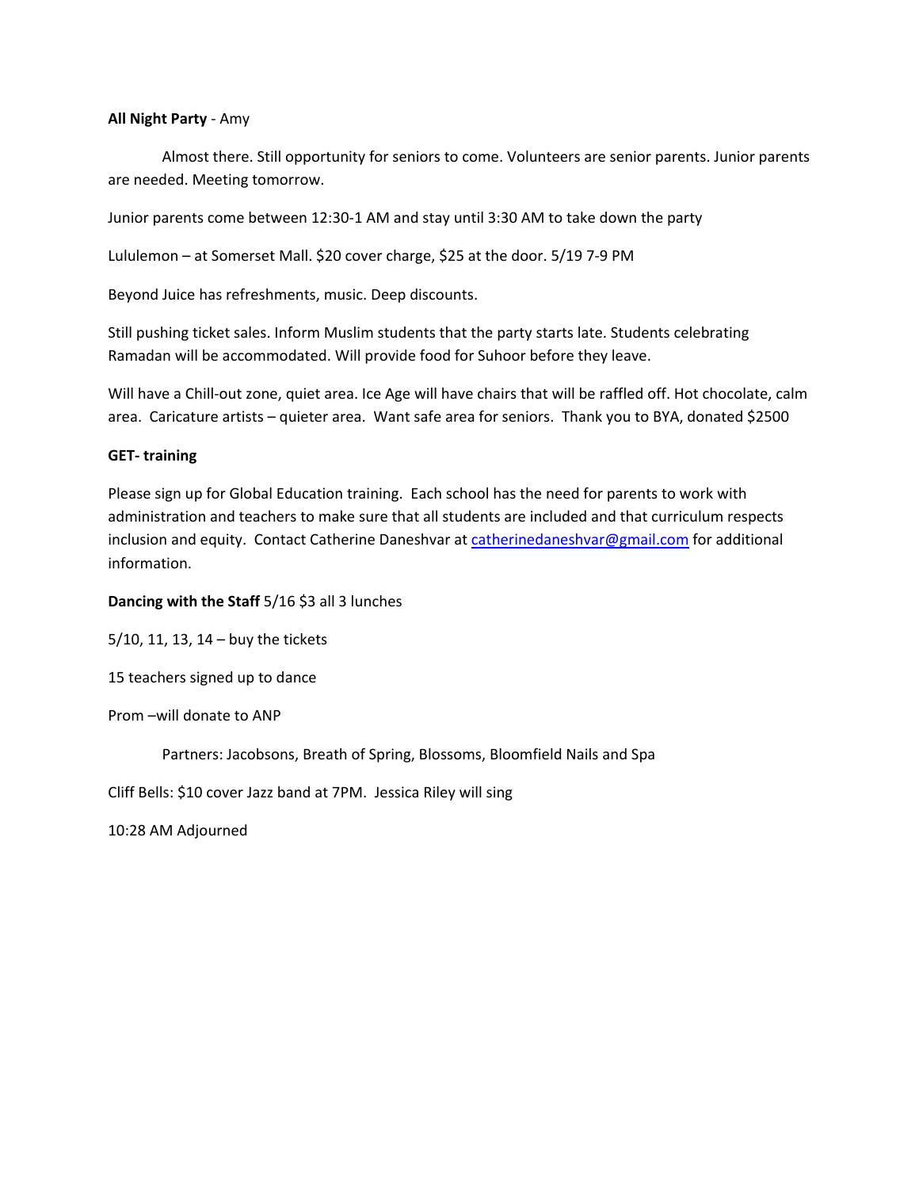**All Night Party** - Amy

Almost there. Still opportunity for seniors to come. Volunteers are senior parents. Junior parents are needed. Meeting tomorrow.

Junior parents come between 12:30-1 AM and stay until 3:30 AM to take down the party

Lululemon – at Somerset Mall. $20 cover charge, $25 at the door. 5/19 7-9 PM

Beyond Juice has refreshments, music. Deep discounts.

Still pushing ticket sales. Inform Muslim students that the party starts late. Students celebrating Ramadan will be accommodated. Will provide food for Suhoor before they leave.

Will have a Chill-out zone, quiet area. Ice Age will have chairs that will be raffled off. Hot chocolate, calm area. Caricature artists – quieter area. Want safe area for seniors. Thank you to BYA, donated $2500

**GET- training**

Please sign up for Global Education training. Each school has the need for parents to work with administration and teachers to make sure that all students are included and that curriculum respects inclusion and equity. Contact Catherine Daneshvar at catherinedaneshvar@gmail.com for additional information.

**Dancing with the Staff** 5/16 $3 all 3 lunches

5/10, 11, 13, 14 – buy the tickets

15 teachers signed up to dance

Prom –will donate to ANP

Partners: Jacobsons, Breath of Spring, Blossoms, Bloomfield Nails and Spa

Cliff Bells: $10 cover Jazz band at 7PM. Jessica Riley will sing

10:28 AM Adjourned